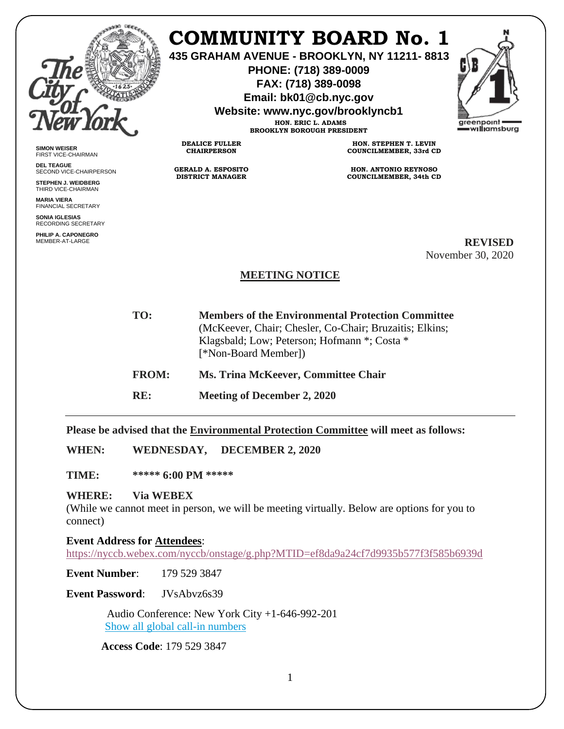# COMMUNITY BOARD No. 1

**435 GRAHAM AVENUE - BROOKLYN, NY 11211- 8813**
**PHONE: (718) 389-0009**
**FAX: (718) 389-0098**
**Email: bk01@cb.nyc.gov**
**Website: www.nyc.gov/brooklyncb1**

**HON. ERIC L. ADAMS**
**BROOKLYN BOROUGH PRESIDENT**

**DEALICE FULLER**
**CHAIRPERSON**

**GERALD A. ESPOSITO**
**DISTRICT MANAGER**

**HON. STEPHEN T. LEVIN**
**COUNCILMEMBER, 33rd CD**

**HON. ANTONIO REYNOSO**
**COUNCILMEMBER, 34th CD**

**SIMON WEISER**
FIRST VICE-CHAIRMAN

**DEL TEAGUE**
SECOND VICE-CHAIRPERSON

**STEPHEN J. WEIDBERG**
THIRD VICE-CHAIRMAN

**MARIA VIERA**
FINANCIAL SECRETARY

**SONIA IGLESIAS**
RECORDING SECRETARY

**PHILIP A. CAPONEGRO**
MEMBER-AT-LARGE

**REVISED**
November 30, 2020

## MEETING NOTICE

**TO:** **Members of the Environmental Protection Committee**
(McKeever, Chair; Chesler, Co-Chair; Bruzaitis; Elkins; Klagsbald; Low; Peterson; Hofmann *; Costa * [*Non-Board Member])

**FROM:** **Ms. Trina McKeever, Committee Chair**

**RE:** **Meeting of December 2, 2020**

---

**Please be advised that the Environmental Protection Committee will meet as follows:**

**WHEN:** **WEDNESDAY, DECEMBER 2, 2020**

**TIME:** **\*\*\*\*\* 6:00 PM \*\*\*\*\***

**WHERE:** **Via WEBEX**
(While we cannot meet in person, we will be meeting virtually. Below are options for you to connect)

**Event Address for Attendees**:
https://nyccb.webex.com/nyccb/onstage/g.php?MTID=ef8da9a24cf7d9935b577f3f585b6939d

**Event Number**: 179 529 3847

**Event Password**: JVsAbvz6s39

Audio Conference: New York City +1-646-992-201
Show all global call-in numbers

**Access Code**: 179 529 3847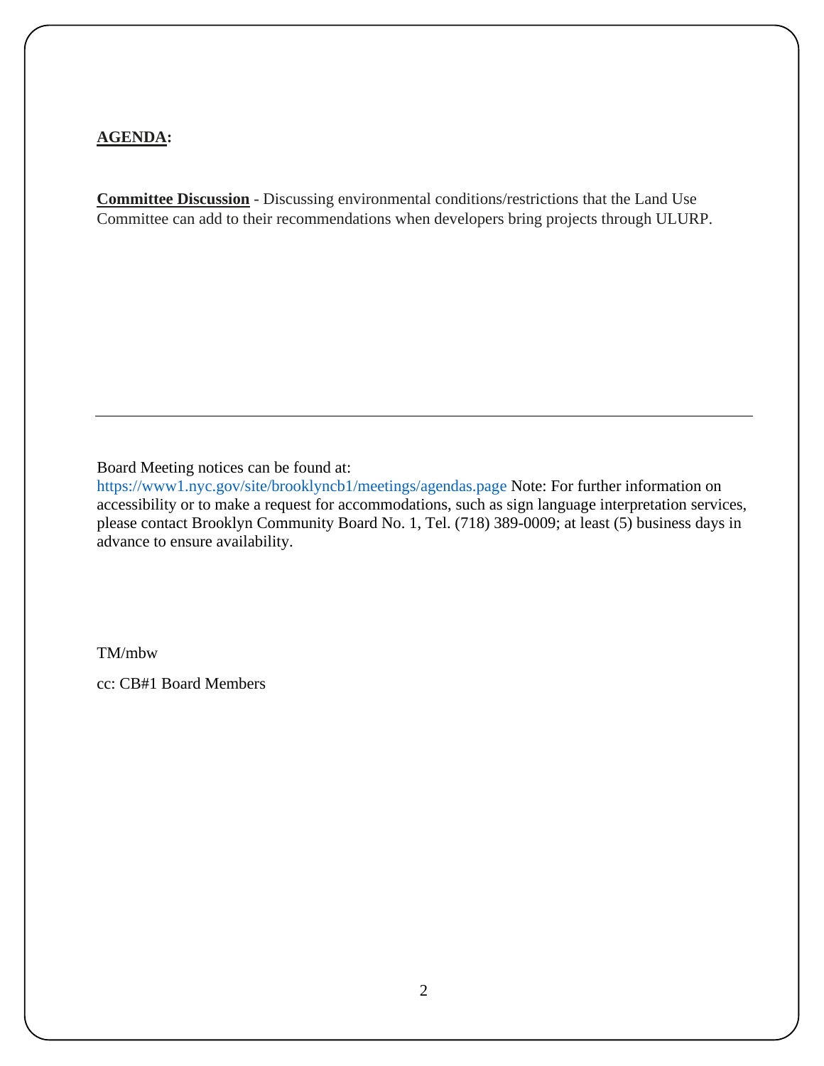**AGENDA:**

**Committee Discussion** - Discussing environmental conditions/restrictions that the Land Use Committee can add to their recommendations when developers bring projects through ULURP.

---

Board Meeting notices can be found at:
https://www1.nyc.gov/site/brooklyncb1/meetings/agendas.page Note: For further information on accessibility or to make a request for accommodations, such as sign language interpretation services, please contact Brooklyn Community Board No. 1, Tel. (718) 389-0009; at least (5) business days in advance to ensure availability.

TM/mbw

cc: CB#1 Board Members